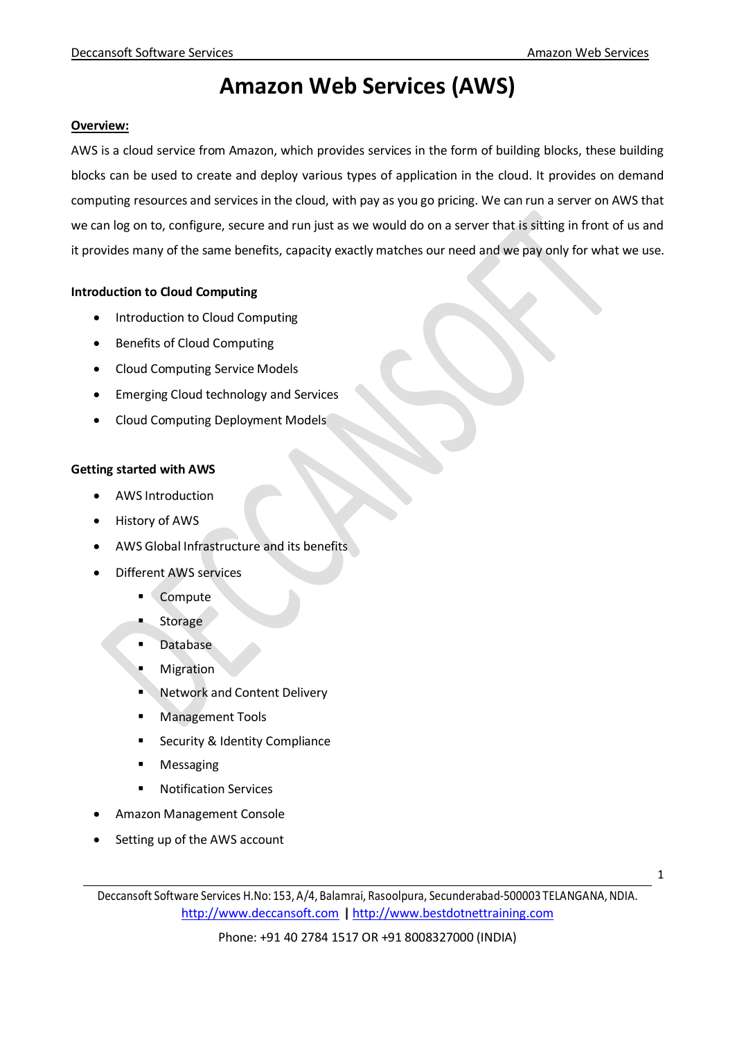# Amazon Web Services (AWS)

**Overview:**

AWS is a cloud service from Amazon, which provides services in the form of building blocks, these building blocks can be used to create and deploy various types of application in the cloud. It provides on demand computing resources and services in the cloud, with pay as you go pricing. We can run a server on AWS that we can log on to, configure, secure and run just as we would do on a server that is sitting in front of us and it provides many of the same benefits, capacity exactly matches our need and we pay only for what we use.

**Introduction to Cloud Computing**

- Introduction to Cloud Computing
- Benefits of Cloud Computing
- Cloud Computing Service Models
- Emerging Cloud technology and Services
- Cloud Computing Deployment Models

**Getting started with AWS**

- AWS Introduction
- History of AWS
- AWS Global Infrastructure and its benefits
- Different AWS services
  - Compute
  - Storage
  - Database
  - Migration
  - Network and Content Delivery
  - Management Tools
  - Security & Identity Compliance
  - Messaging
  - Notification Services
- Amazon Management Console
- Setting up of the AWS account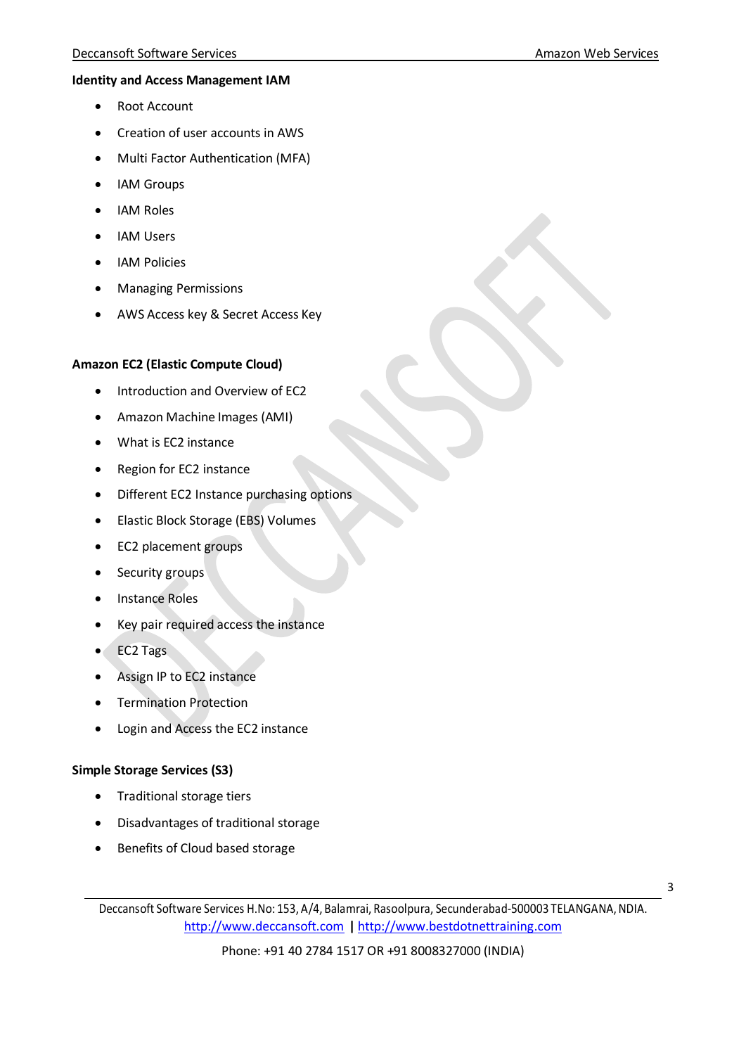**Identity and Access Management IAM**

- Root Account
- Creation of user accounts in AWS
- Multi Factor Authentication (MFA)
- IAM Groups
- IAM Roles
- IAM Users
- IAM Policies
- Managing Permissions
- AWS Access key & Secret Access Key

**Amazon EC2 (Elastic Compute Cloud)**

- Introduction and Overview of EC2
- Amazon Machine Images (AMI)
- What is EC2 instance
- Region for EC2 instance
- Different EC2 Instance purchasing options
- Elastic Block Storage (EBS) Volumes
- EC2 placement groups
- Security groups
- Instance Roles
- Key pair required access the instance
- EC2 Tags
- Assign IP to EC2 instance
- Termination Protection
- Login and Access the EC2 instance

**Simple Storage Services (S3)**

- Traditional storage tiers
- Disadvantages of traditional storage
- Benefits of Cloud based storage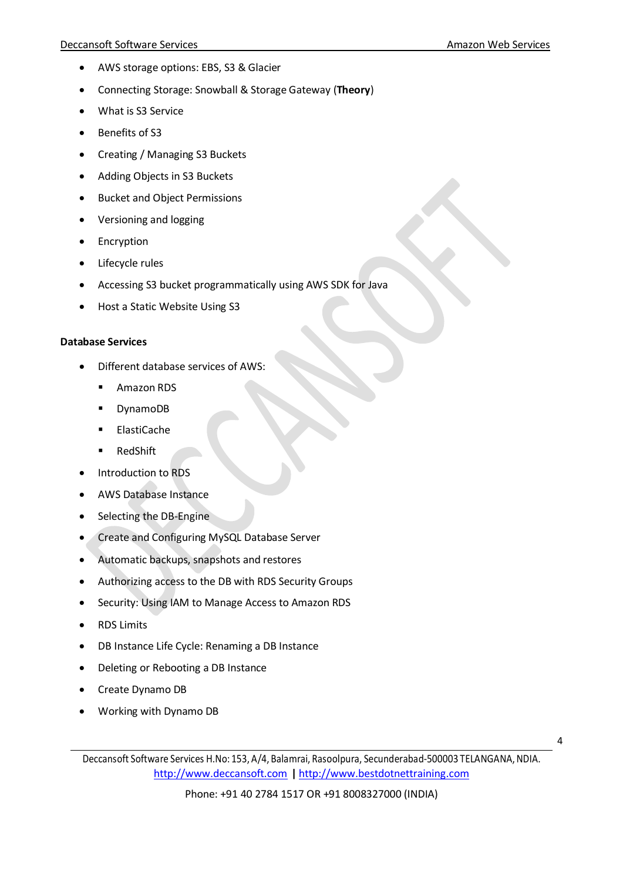- AWS storage options: EBS, S3 & Glacier
- Connecting Storage: Snowball & Storage Gateway (**Theory**)
- What is S3 Service
- Benefits of S3
- Creating / Managing S3 Buckets
- Adding Objects in S3 Buckets
- Bucket and Object Permissions
- Versioning and logging
- Encryption
- Lifecycle rules
- Accessing S3 bucket programmatically using AWS SDK for Java
- Host a Static Website Using S3

**Database Services**

- Different database services of AWS:
  - Amazon RDS
  - DynamoDB
  - ElastiCache
  - RedShift
- Introduction to RDS
- AWS Database Instance
- Selecting the DB-Engine
- Create and Configuring MySQL Database Server
- Automatic backups, snapshots and restores
- Authorizing access to the DB with RDS Security Groups
- Security: Using IAM to Manage Access to Amazon RDS
- RDS Limits
- DB Instance Life Cycle: Renaming a DB Instance
- Deleting or Rebooting a DB Instance
- Create Dynamo DB
- Working with Dynamo DB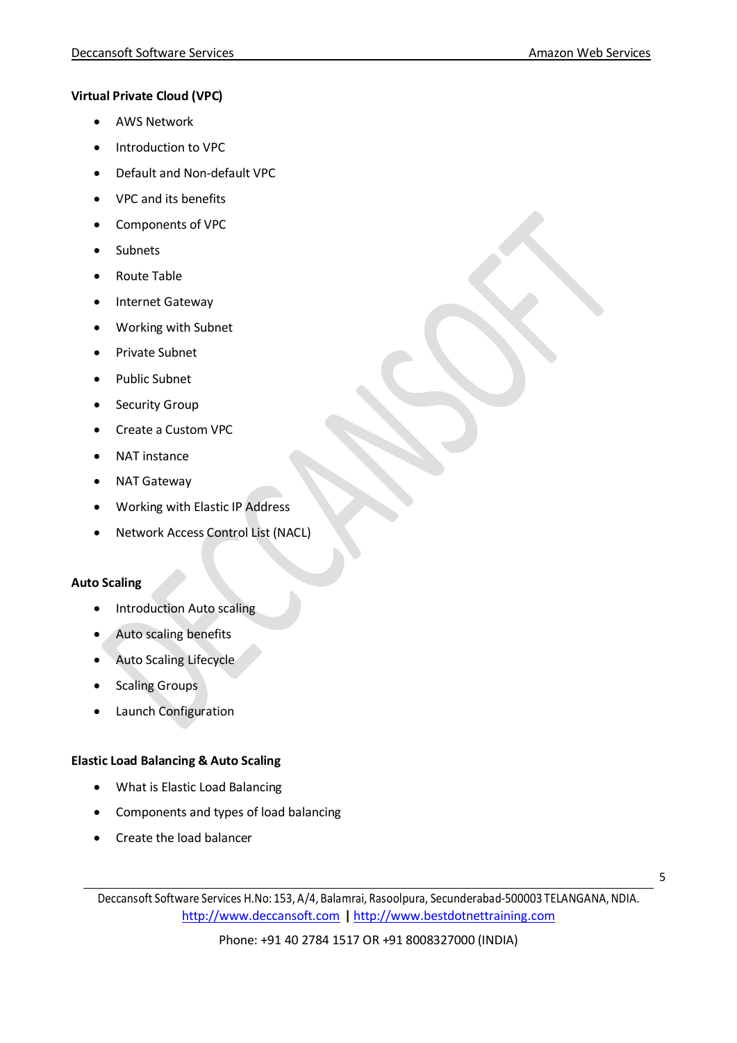### Virtual Private Cloud (VPC)

- AWS Network
- Introduction to VPC
- Default and Non-default VPC
- VPC and its benefits
- Components of VPC
- Subnets
- Route Table
- Internet Gateway
- Working with Subnet
- Private Subnet
- Public Subnet
- Security Group
- Create a Custom VPC
- NAT instance
- NAT Gateway
- Working with Elastic IP Address
- Network Access Control List (NACL)

### Auto Scaling

- Introduction Auto scaling
- Auto scaling benefits
- Auto Scaling Lifecycle
- Scaling Groups
- Launch Configuration

### Elastic Load Balancing & Auto Scaling

- What is Elastic Load Balancing
- Components and types of load balancing
- Create the load balancer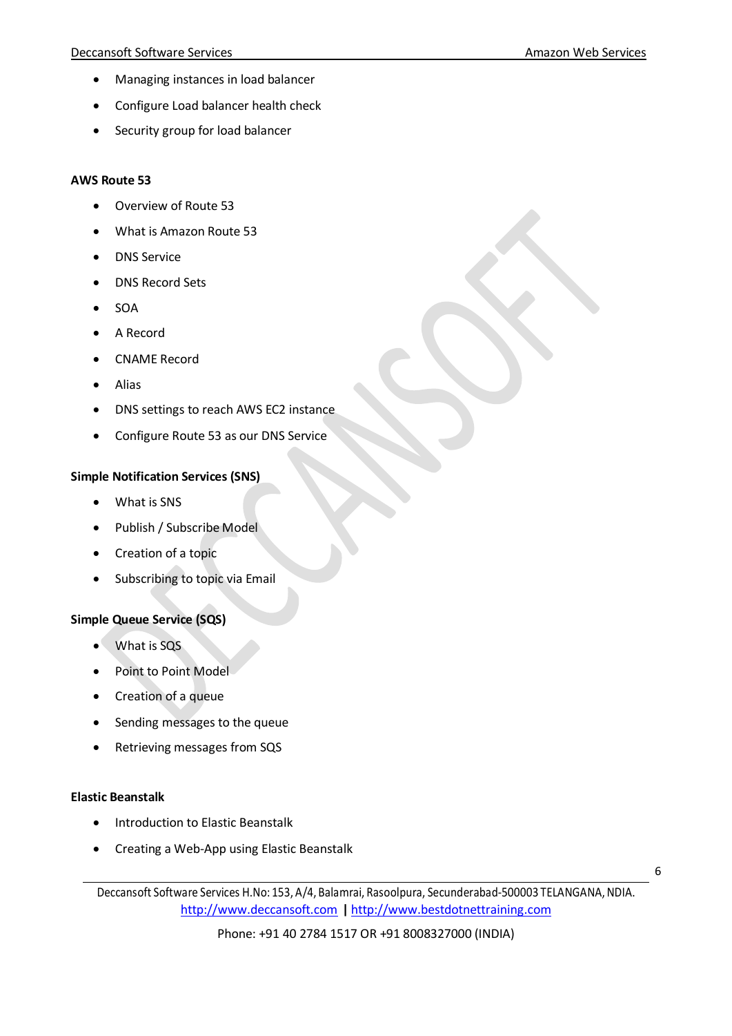- Managing instances in load balancer
- Configure Load balancer health check
- Security group for load balancer

**AWS Route 53**

- Overview of Route 53
- What is Amazon Route 53
- DNS Service
- DNS Record Sets
- SOA
- A Record
- CNAME Record
- Alias
- DNS settings to reach AWS EC2 instance
- Configure Route 53 as our DNS Service

**Simple Notification Services (SNS)**

- What is SNS
- Publish / Subscribe Model
- Creation of a topic
- Subscribing to topic via Email

**Simple Queue Service (SQS)**

- What is SQS
- Point to Point Model
- Creation of a queue
- Sending messages to the queue
- Retrieving messages from SQS

**Elastic Beanstalk**

- Introduction to Elastic Beanstalk
- Creating a Web-App using Elastic Beanstalk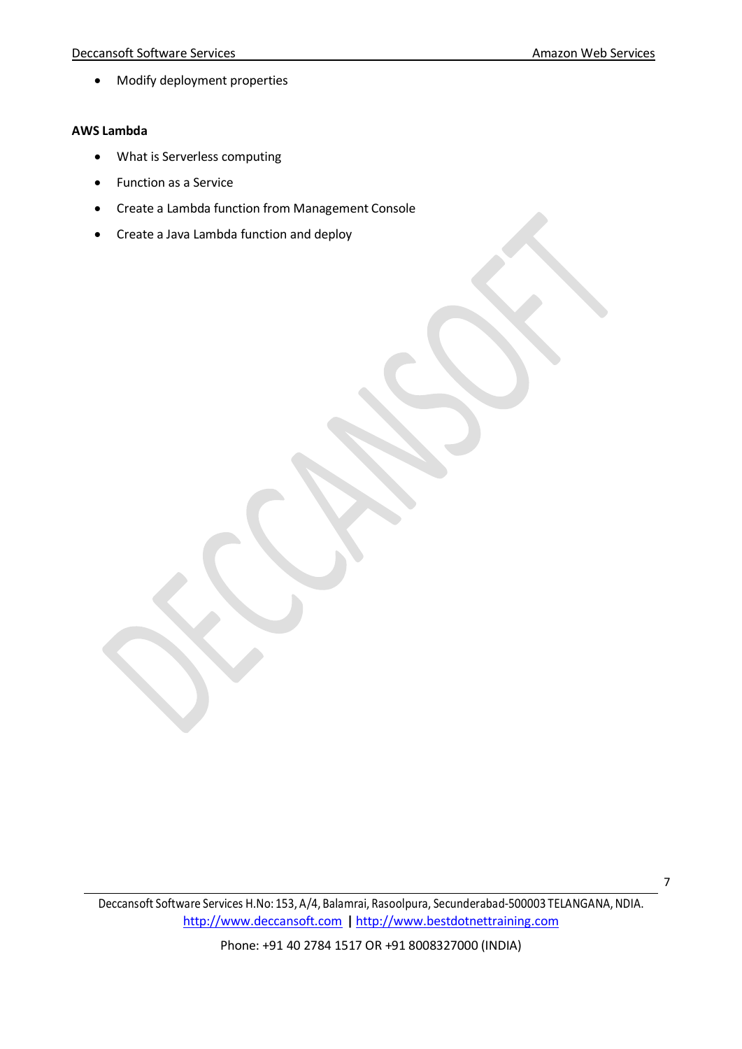- Modify deployment properties

**AWS Lambda**

- What is Serverless computing
- Function as a Service
- Create a Lambda function from Management Console
- Create a Java Lambda function and deploy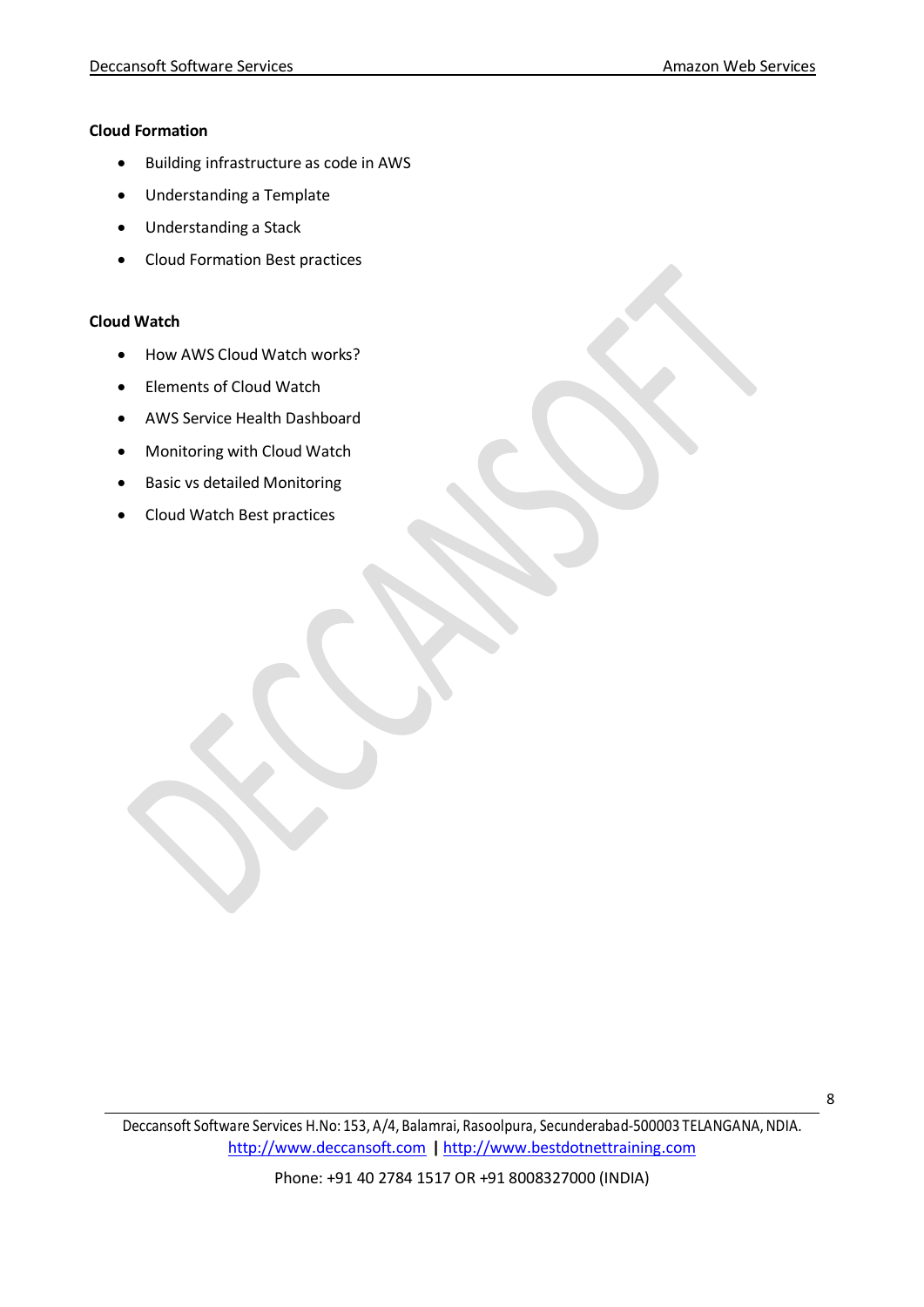**Cloud Formation**

- Building infrastructure as code in AWS
- Understanding a Template
- Understanding a Stack
- Cloud Formation Best practices

**Cloud Watch**

- How AWS Cloud Watch works?
- Elements of Cloud Watch
- AWS Service Health Dashboard
- Monitoring with Cloud Watch
- Basic vs detailed Monitoring
- Cloud Watch Best practices